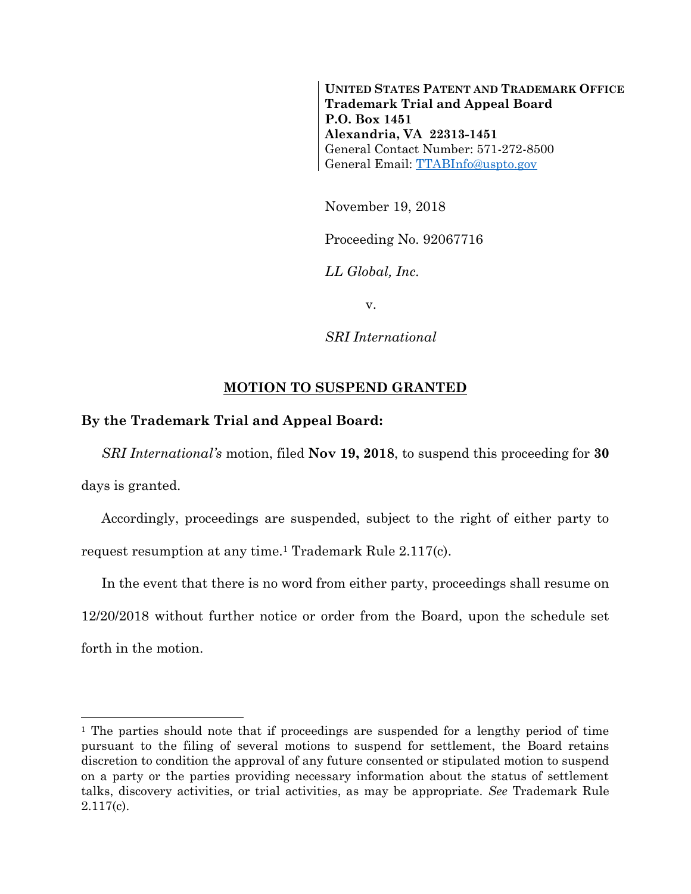**UNITED STATES PATENT AND TRADEMARK OFFICE**
**Trademark Trial and Appeal Board**
**P.O. Box 1451**
**Alexandria, VA 22313-1451**
General Contact Number: 571-272-8500
General Email: TTABInfo@uspto.gov

November 19, 2018

Proceeding No. 92067716

*LL Global, Inc.*

v.

*SRI International*

## MOTION TO SUSPEND GRANTED

**By the Trademark Trial and Appeal Board:**

*SRI International's* motion, filed **Nov 19, 2018**, to suspend this proceeding for **30** days is granted.

Accordingly, proceedings are suspended, subject to the right of either party to request resumption at any time.[1] Trademark Rule 2.117(c).

In the event that there is no word from either party, proceedings shall resume on 12/20/2018 without further notice or order from the Board, upon the schedule set forth in the motion.

---

[1] The parties should note that if proceedings are suspended for a lengthy period of time pursuant to the filing of several motions to suspend for settlement, the Board retains discretion to condition the approval of any future consented or stipulated motion to suspend on a party or the parties providing necessary information about the status of settlement talks, discovery activities, or trial activities, as may be appropriate. *See* Trademark Rule 2.117(c).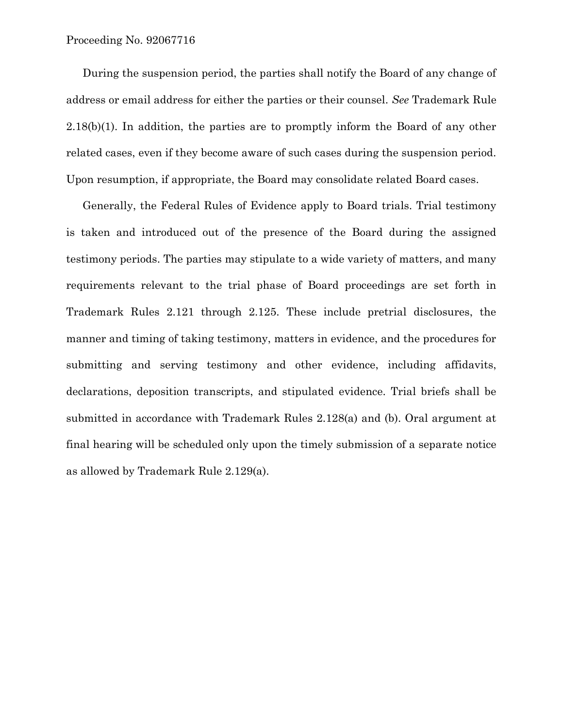During the suspension period, the parties shall notify the Board of any change of address or email address for either the parties or their counsel. *See* Trademark Rule 2.18(b)(1). In addition, the parties are to promptly inform the Board of any other related cases, even if they become aware of such cases during the suspension period. Upon resumption, if appropriate, the Board may consolidate related Board cases.

Generally, the Federal Rules of Evidence apply to Board trials. Trial testimony is taken and introduced out of the presence of the Board during the assigned testimony periods. The parties may stipulate to a wide variety of matters, and many requirements relevant to the trial phase of Board proceedings are set forth in Trademark Rules 2.121 through 2.125. These include pretrial disclosures, the manner and timing of taking testimony, matters in evidence, and the procedures for submitting and serving testimony and other evidence, including affidavits, declarations, deposition transcripts, and stipulated evidence. Trial briefs shall be submitted in accordance with Trademark Rules 2.128(a) and (b). Oral argument at final hearing will be scheduled only upon the timely submission of a separate notice as allowed by Trademark Rule 2.129(a).